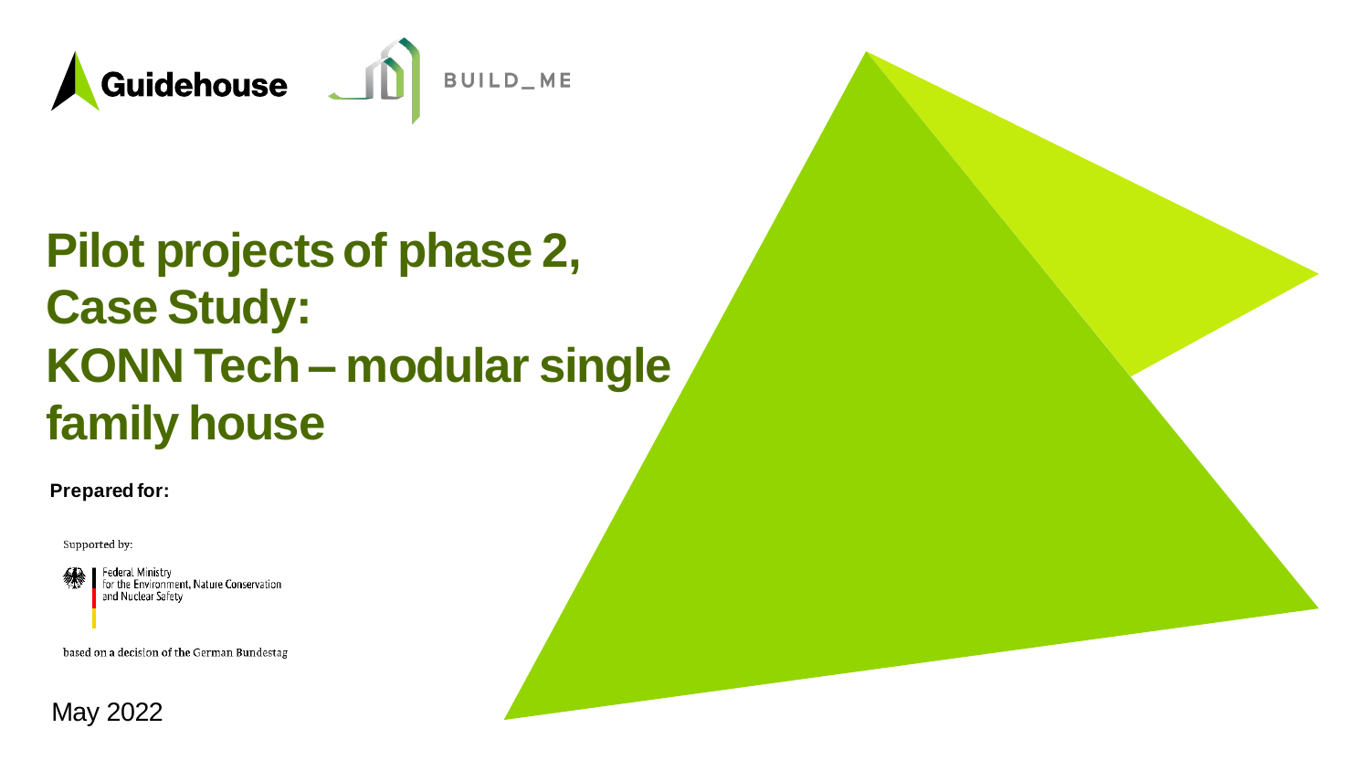Guidehouse

BUILD_ME

# Pilot projects of phase 2, Case Study: KONN Tech – modular single family house

**Prepared for:**

Supported by:

Federal Ministry for the Environment, Nature Conservation and Nuclear Safety

based on a decision of the German Bundestag

May 2022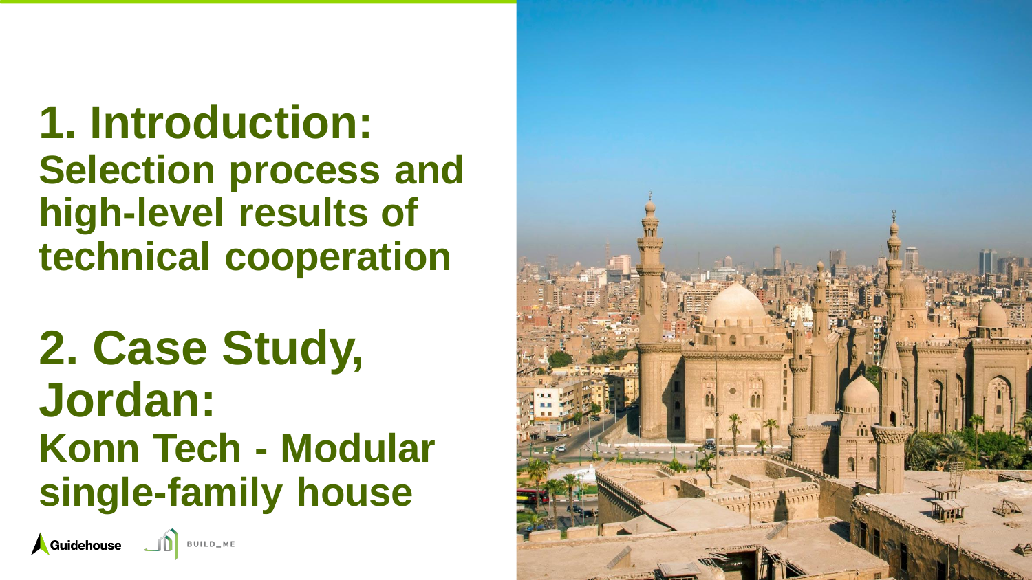# 1. Introduction:
## Selection process and high-level results of technical cooperation

# 2. Case Study, Jordan:
## Konn Tech - Modular single-family house

Guidehouse BUILD_ME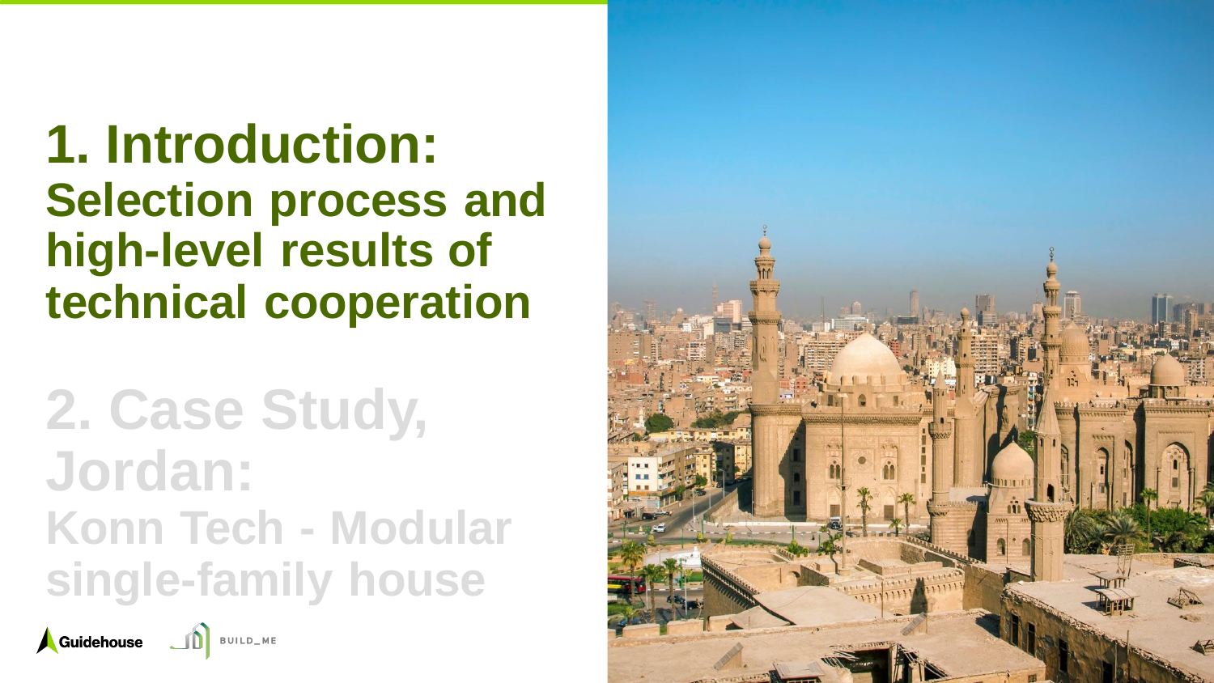# 1. Introduction:
## Selection process and high-level results of technical cooperation

# 2. Case Study, Jordan:
## Konn Tech - Modular single-family house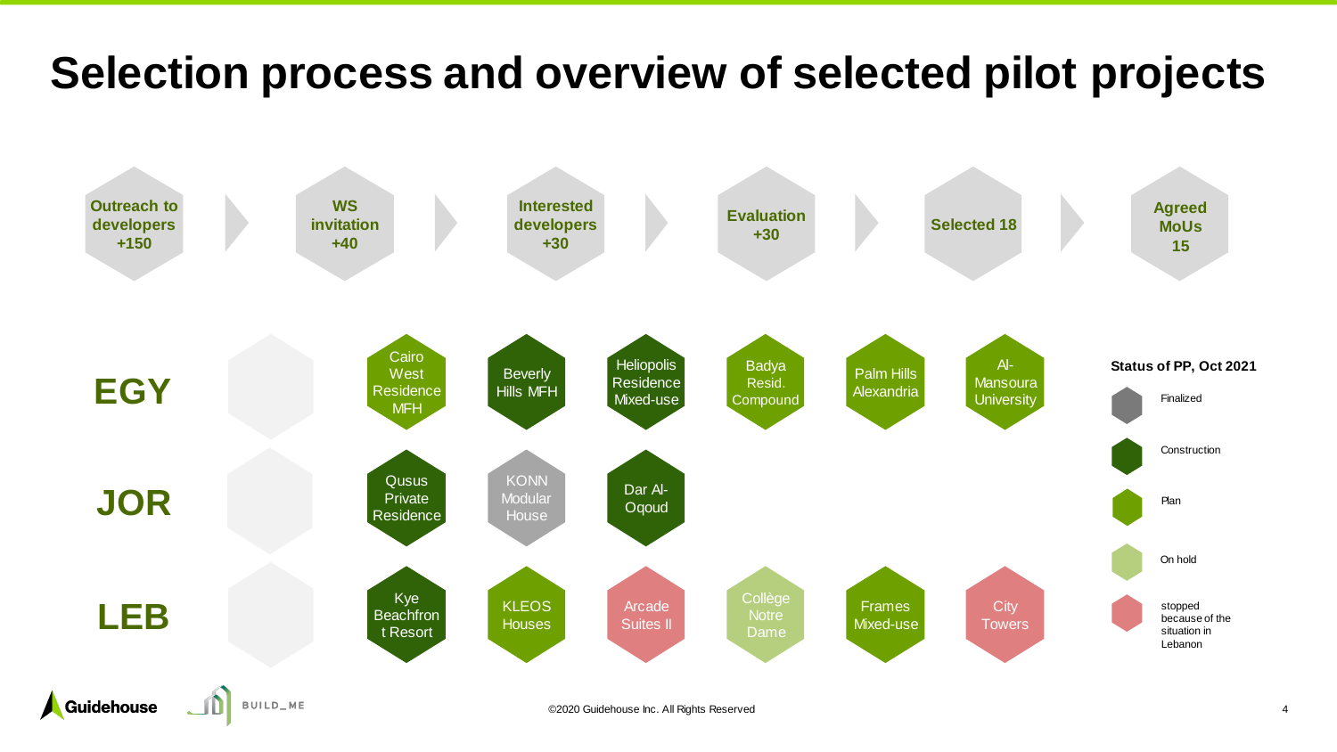# Selection process and overview of selected pilot projects

Outreach to developers +150 → WS invitation +40 → Interested developers +30 → Evaluation +30 → Selected 18 → Agreed MoUs 15

| Country | | | | | | |
|---|---|---|---|---|---|---|
| **EGY** | Cairo West Residence MFH | Beverly Hills MFH | Heliopolis Residence Mixed-use | Badya Resid. Compound | Palm Hills Alexandria | Al-Mansoura University |
| **JOR** | Qusus Private Residence | KONN Modular House | Dar Al-Oqoud | | | |
| **LEB** | Kye Beachfront Resort | KLEOS Houses | Arcade Suites II | Collège Notre Dame | Frames Mixed-use | City Towers |

**Status of PP, Oct 2021**

- Finalized
- Construction
- Plan
- On hold
- stopped because of the situation in Lebanon

©2020 Guidehouse Inc. All Rights Reserved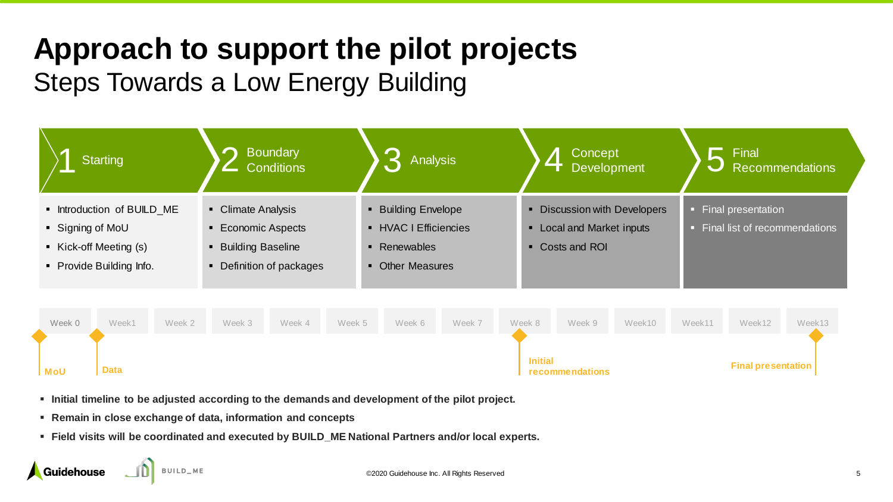# Approach to support the pilot projects

## Steps Towards a Low Energy Building

| 1 Starting | 2 Boundary Conditions | 3 Analysis | 4 Concept Development | 5 Final Recommendations |
|---|---|---|---|---|
| ▪ Introduction of BUILD_ME<br>▪ Signing of MoU<br>▪ Kick-off Meeting (s)<br>▪ Provide Building Info. | ▪ Climate Analysis<br>▪ Economic Aspects<br>▪ Building Baseline<br>▪ Definition of packages | ▪ Building Envelope<br>▪ HVAC I Efficiencies<br>▪ Renewables<br>▪ Other Measures | ▪ Discussion with Developers<br>▪ Local and Market inputs<br>▪ Costs and ROI | ▪ Final presentation<br>▪ Final list of recommendations |

| Week 0 | Week1 | Week 2 | Week 3 | Week 4 | Week 5 | Week 6 | Week 7 | Week 8 | Week 9 | Week10 | Week11 | Week12 | Week13 |
|---|---|---|---|---|---|---|---|---|---|---|---|---|---|
| MoU | Data | | | | | | | Initial recommendations | | | | | Final presentation |

- **Initial timeline to be adjusted according to the demands and development of the pilot project.**
- **Remain in close exchange of data, information and concepts**
- **Field visits will be coordinated and executed by BUILD_ME National Partners and/or local experts.**

Guidehouse BUILD_ME

©2020 Guidehouse Inc. All Rights Reserved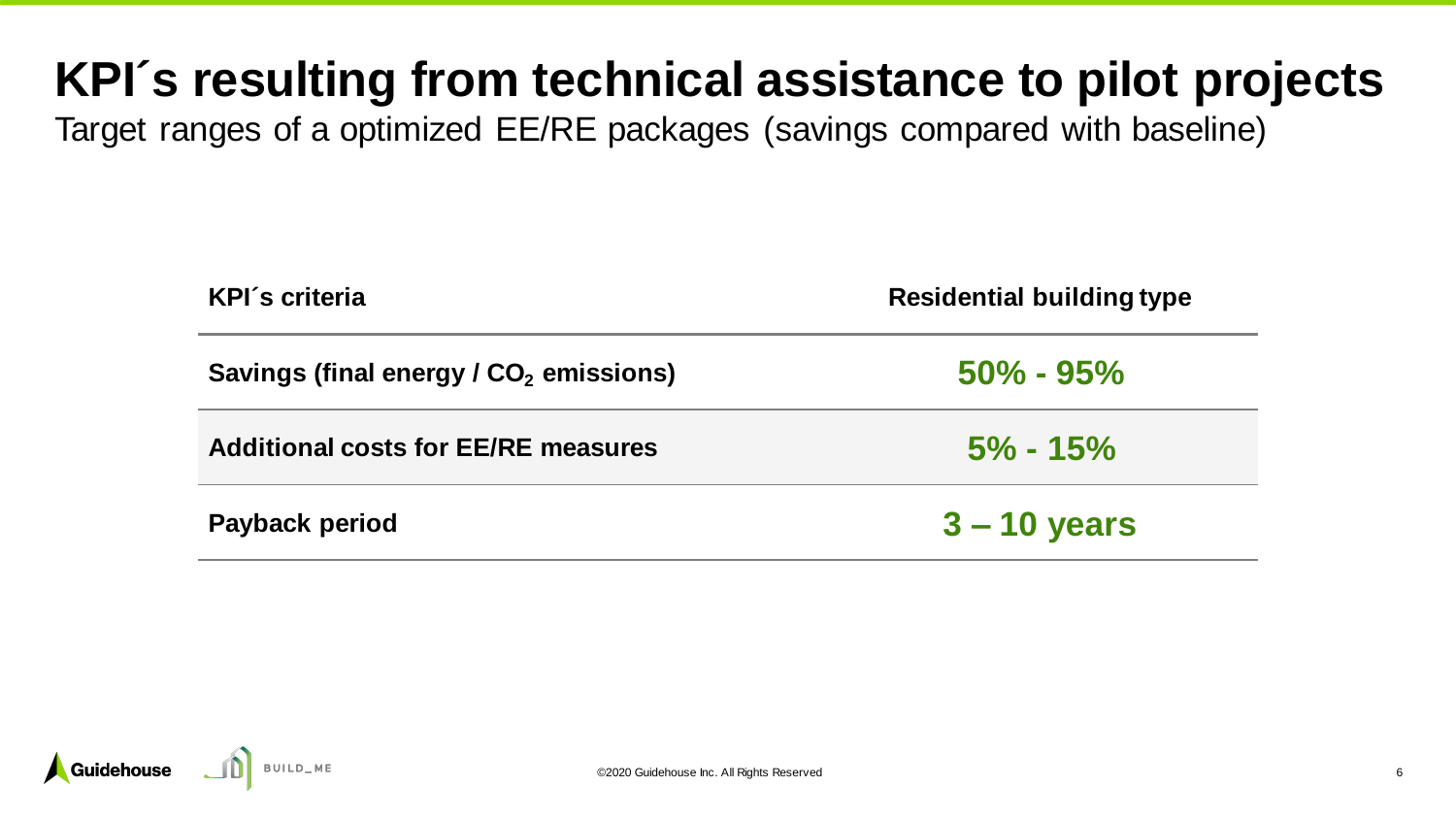# KPI´s resulting from technical assistance to pilot projects

Target ranges of a optimized EE/RE packages (savings compared with baseline)

| KPI´s criteria | Residential building type |
| --- | --- |
| **Savings (final energy / $CO_2$ emissions)** | **50% - 95%** |
| **Additional costs for EE/RE measures** | **5% - 15%** |
| **Payback period** | **3 – 10 years** |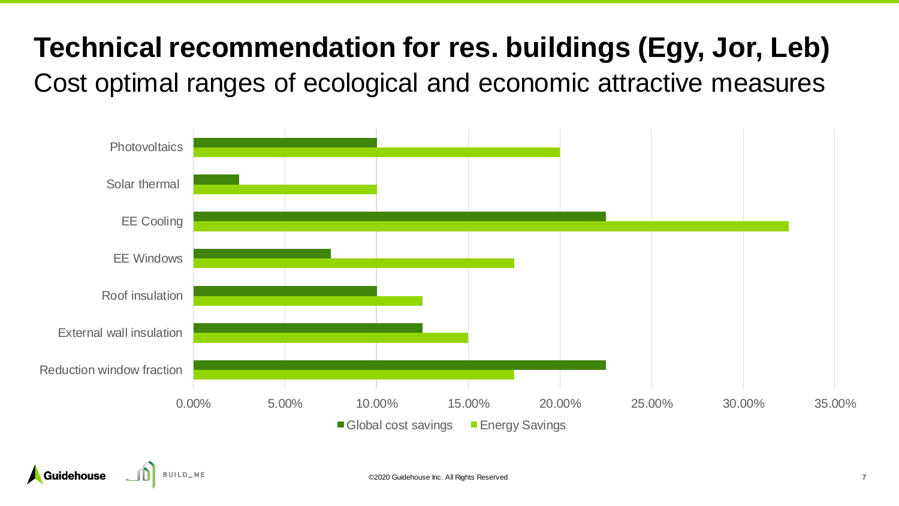# Technical recommendation for res. buildings (Egy, Jor, Leb)

## Cost optimal ranges of ecological and economic attractive measures

| Measure | Global cost savings | Energy Savings |
| --- | --- | --- |
| Photovoltaics | 10.00% | 20.00% |
| Solar thermal | 2.50% | 10.00% |
| EE Cooling | 22.50% | 32.50% |
| EE Windows | 7.50% | 17.50% |
| Roof insulation | 10.00% | 12.50% |
| External wall insulation | 12.50% | 15.00% |
| Reduction window fraction | 22.50% | 17.50% |

■ Global cost savings ■ Energy Savings

©2020 Guidehouse Inc. All Rights Reserved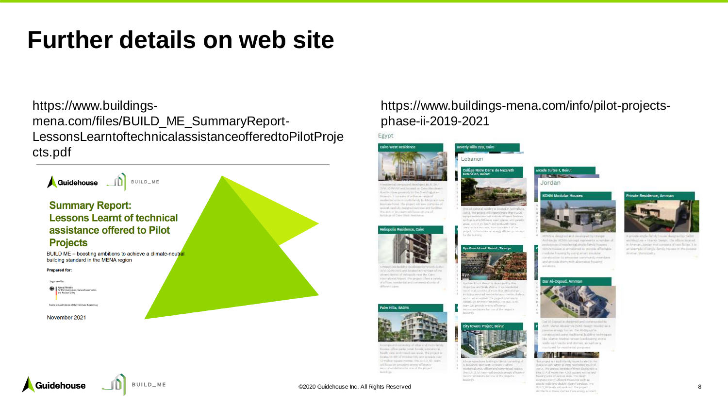# Further details on web site

https://www.buildings-mena.com/files/BUILD_ME_SummaryReport-LessonsLearntoftechnicalassistanceofferedtoPilotProjects.pdf

**Summary Report: Lessons Learnt of technical assistance offered to Pilot Projects**

BUILD ME – boosting ambitions to achieve a climate-neutral building standard in the MENA region

**Prepared for:**

November 2021

https://www.buildings-mena.com/info/pilot-projects-phase-ii-2019-2021

©2020 Guidehouse Inc. All Rights Reserved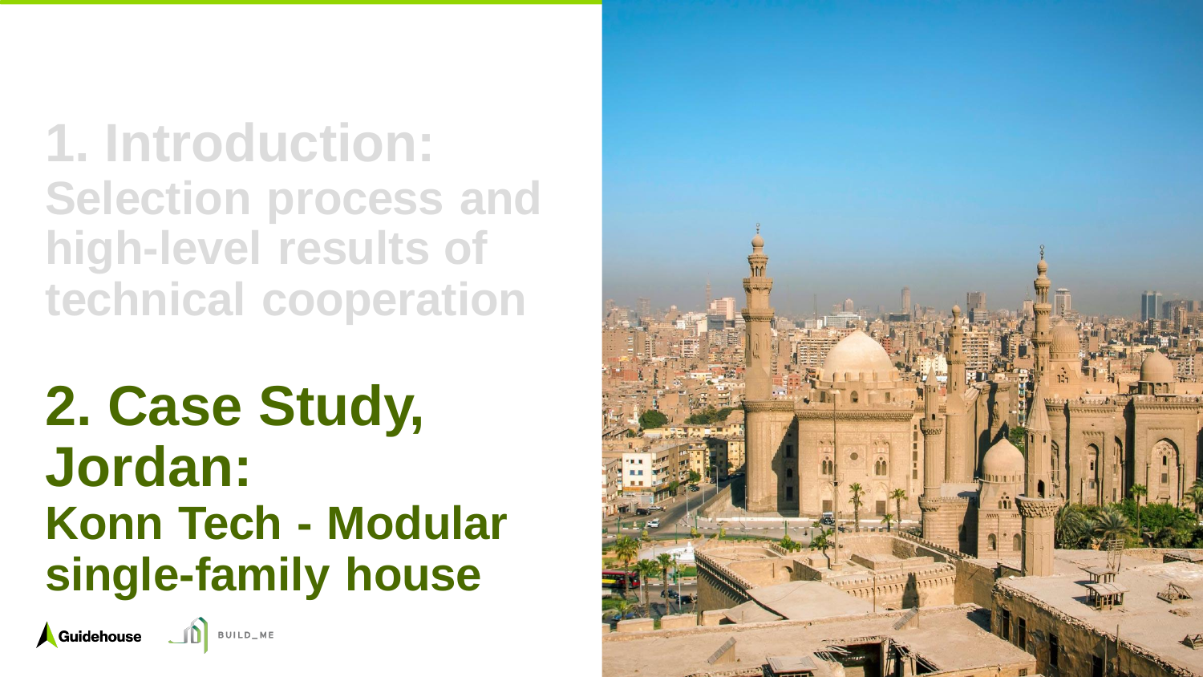# 1. Introduction:
## Selection process and high-level results of technical cooperation

# 2. Case Study, Jordan:
## Konn Tech - Modular single-family house

Guidehouse BUILD_ME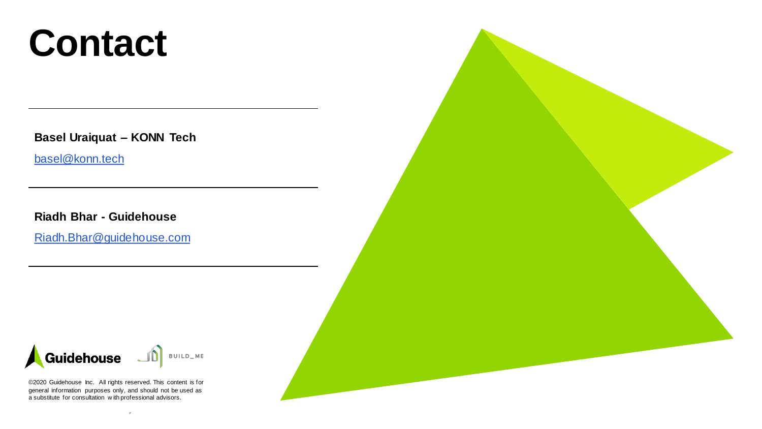# Contact

---

**Basel Uraiquat – KONN Tech**

basel@konn.tech

---

**Riadh Bhar - Guidehouse**

Riadh.Bhar@guidehouse.com

---

Guidehouse BUILD_ME

©2020 Guidehouse Inc. All rights reserved. This content is for general information purposes only, and should not be used as a substitute for consultation with professional advisors.